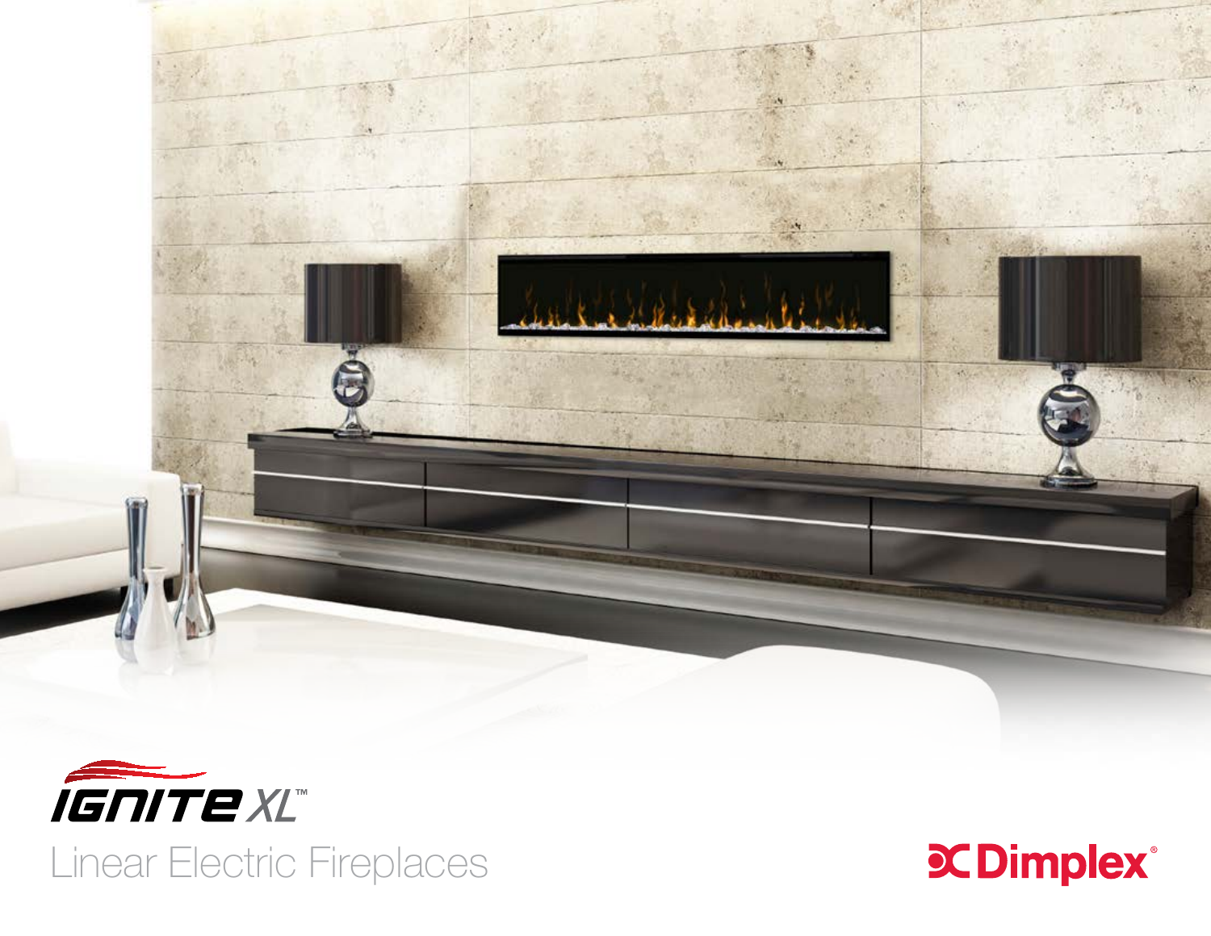# IGNITE XL™

## Linear Electric Fireplaces

Dimplex®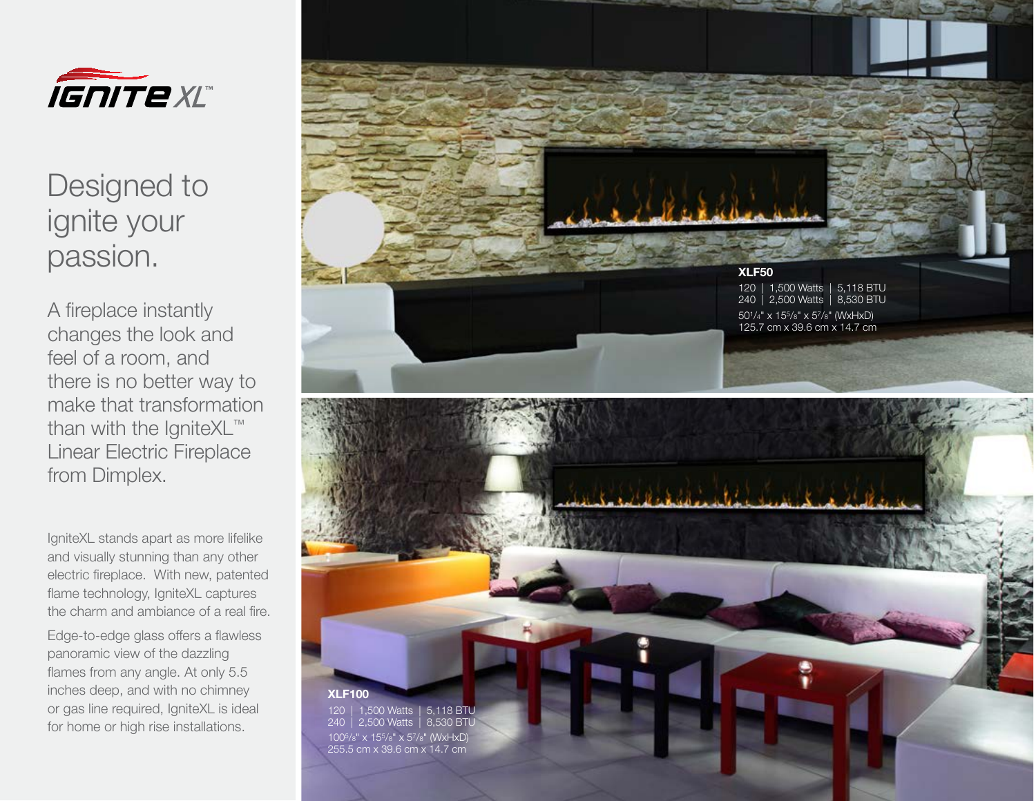# IGNITE XL™

## Designed to ignite your passion.

A fireplace instantly changes the look and feel of a room, and there is no better way to make that transformation than with the IgniteXL™ Linear Electric Fireplace from Dimplex.

IgniteXL stands apart as more lifelike and visually stunning than any other electric fireplace. With new, patented flame technology, IgniteXL captures the charm and ambiance of a real fire.

Edge-to-edge glass offers a flawless panoramic view of the dazzling flames from any angle. At only 5.5 inches deep, and with no chimney or gas line required, IgniteXL is ideal for home or high rise installations.

**XLF50**

120 | 1,500 Watts | 5,118 BTU
240 | 2,500 Watts | 8,530 BTU

50 1/4" x 15 5/8" x 5 7/8" (WxHxD)
125.7 cm x 39.6 cm x 14.7 cm

**XLF100**

120 | 1,500 Watts | 5,118 BTU
240 | 2,500 Watts | 8,530 BTU

100 5/8" x 15 5/8" x 5 7/8" (WxHxD)
255.5 cm x 39.6 cm x 14.7 cm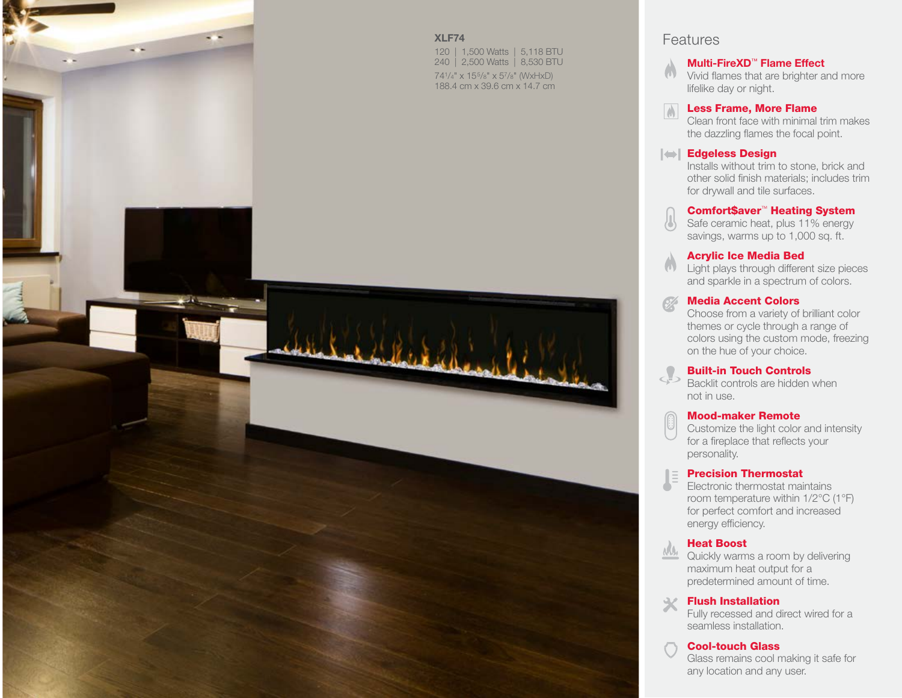**XLF74**

120 | 1,500 Watts | 5,118 BTU
240 | 2,500 Watts | 8,530 BTU

74¼" x 15⅝" x 5⅞" (WxHxD)
188.4 cm x 39.6 cm x 14.7 cm

## Features

**Multi-FireXD™ Flame Effect**
Vivid flames that are brighter and more lifelike day or night.

**Less Frame, More Flame**
Clean front face with minimal trim makes the dazzling flames the focal point.

**Edgeless Design**
Installs without trim to stone, brick and other solid finish materials; includes trim for drywall and tile surfaces.

**Comfort$aver™ Heating System**
Safe ceramic heat, plus 11% energy savings, warms up to 1,000 sq. ft.

**Acrylic Ice Media Bed**
Light plays through different size pieces and sparkle in a spectrum of colors.

**Media Accent Colors**
Choose from a variety of brilliant color themes or cycle through a range of colors using the custom mode, freezing on the hue of your choice.

**Built-in Touch Controls**
Backlit controls are hidden when not in use.

**Mood-maker Remote**
Customize the light color and intensity for a fireplace that reflects your personality.

**Precision Thermostat**
Electronic thermostat maintains room temperature within 1/2°C (1°F) for perfect comfort and increased energy efficiency.

**Heat Boost**
Quickly warms a room by delivering maximum heat output for a predetermined amount of time.

**Flush Installation**
Fully recessed and direct wired for a seamless installation.

**Cool-touch Glass**
Glass remains cool making it safe for any location and any user.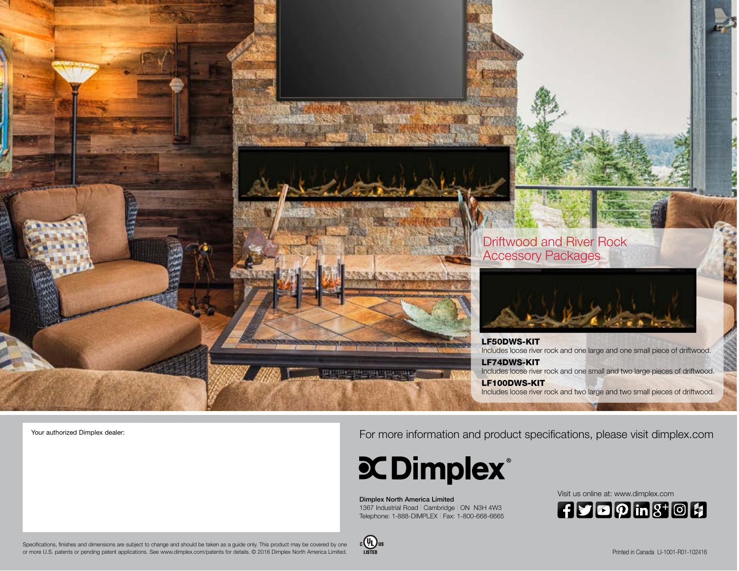## Driftwood and River Rock Accessory Packages

**LF50DWS-KIT**
Includes loose river rock and one large and one small piece of driftwood.

**LF74DWS-KIT**
Includes loose river rock and one small and two large pieces of driftwood.

**LF100DWS-KIT**
Includes loose river rock and two large and two small pieces of driftwood.

Your authorized Dimplex dealer:

For more information and product specifications, please visit dimplex.com

Dimplex®

**Dimplex North America Limited**
1367 Industrial Road | Cambridge | ON N3H 4W3
Telephone: 1-888-DIMPLEX | Fax: 1-800-668-6665

Visit us online at: www.dimplex.com

Specifications, finishes and dimensions are subject to change and should be taken as a guide only. This product may be covered by one or more U.S. patents or pending patent applications. See www.dimplex.com/patents for details. © 2016 Dimplex North America Limited.

c UL us LISTED

Printed in Canada LI-1001-R01-102416